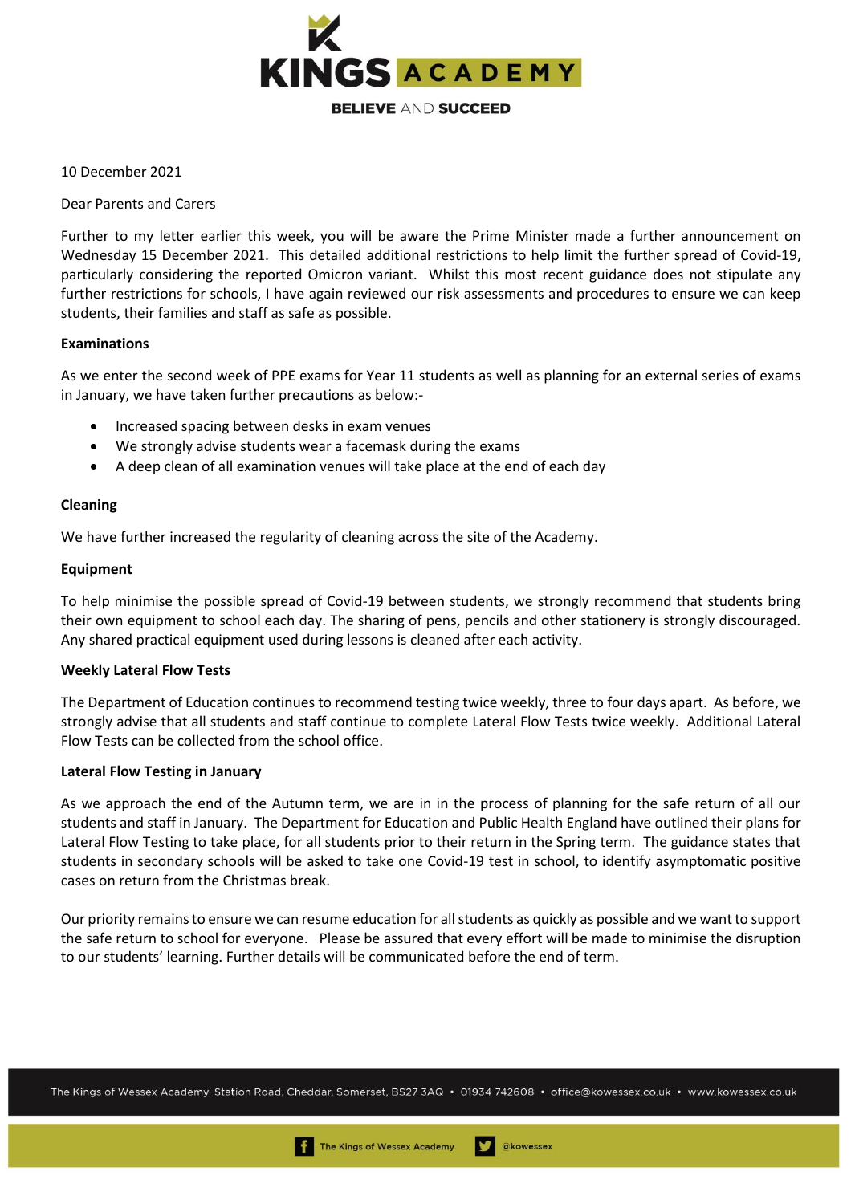10 December 2021

Dear Parents and Carers

Further to my letter earlier this week, you will be aware the Prime Minister made a further announcement on Wednesday 15 December 2021. This detailed additional restrictions to help limit the further spread of Covid-19, particularly considering the reported Omicron variant. Whilst this most recent guidance does not stipulate any further restrictions for schools, I have again reviewed our risk assessments and procedures to ensure we can keep students, their families and staff as safe as possible.

**Examinations**

As we enter the second week of PPE exams for Year 11 students as well as planning for an external series of exams in January, we have taken further precautions as below:-

- Increased spacing between desks in exam venues
- We strongly advise students wear a facemask during the exams
- A deep clean of all examination venues will take place at the end of each day

**Cleaning**

We have further increased the regularity of cleaning across the site of the Academy.

**Equipment**

To help minimise the possible spread of Covid-19 between students, we strongly recommend that students bring their own equipment to school each day. The sharing of pens, pencils and other stationery is strongly discouraged. Any shared practical equipment used during lessons is cleaned after each activity.

**Weekly Lateral Flow Tests**

The Department of Education continues to recommend testing twice weekly, three to four days apart. As before, we strongly advise that all students and staff continue to complete Lateral Flow Tests twice weekly. Additional Lateral Flow Tests can be collected from the school office.

**Lateral Flow Testing in January**

As we approach the end of the Autumn term, we are in in the process of planning for the safe return of all our students and staff in January. The Department for Education and Public Health England have outlined their plans for Lateral Flow Testing to take place, for all students prior to their return in the Spring term. The guidance states that students in secondary schools will be asked to take one Covid-19 test in school, to identify asymptomatic positive cases on return from the Christmas break.

Our priority remains to ensure we can resume education for all students as quickly as possible and we want to support the safe return to school for everyone. Please be assured that every effort will be made to minimise the disruption to our students' learning. Further details will be communicated before the end of term.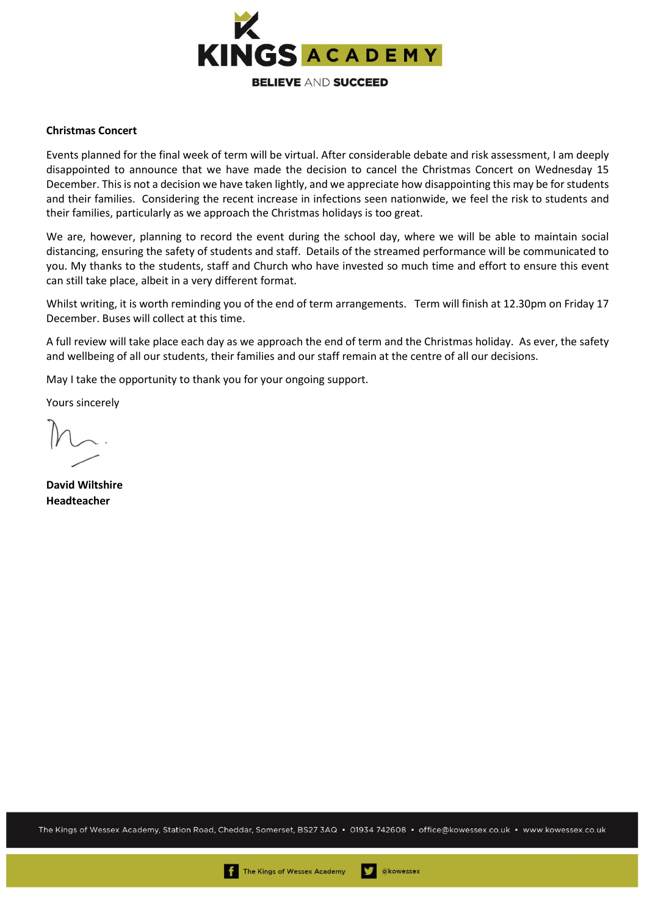**Christmas Concert**

Events planned for the final week of term will be virtual. After considerable debate and risk assessment, I am deeply disappointed to announce that we have made the decision to cancel the Christmas Concert on Wednesday 15 December. This is not a decision we have taken lightly, and we appreciate how disappointing this may be for students and their families. Considering the recent increase in infections seen nationwide, we feel the risk to students and their families, particularly as we approach the Christmas holidays is too great.

We are, however, planning to record the event during the school day, where we will be able to maintain social distancing, ensuring the safety of students and staff. Details of the streamed performance will be communicated to you. My thanks to the students, staff and Church who have invested so much time and effort to ensure this event can still take place, albeit in a very different format.

Whilst writing, it is worth reminding you of the end of term arrangements. Term will finish at 12.30pm on Friday 17 December. Buses will collect at this time.

A full review will take place each day as we approach the end of term and the Christmas holiday. As ever, the safety and wellbeing of all our students, their families and our staff remain at the centre of all our decisions.

May I take the opportunity to thank you for your ongoing support.

Yours sincerely

**David Wiltshire**
**Headteacher**